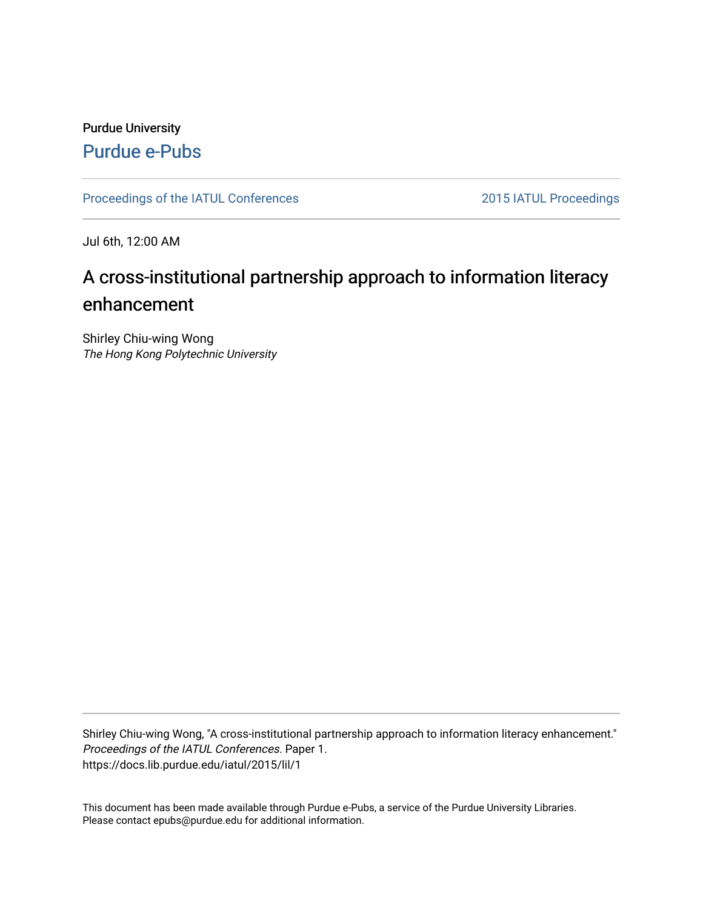Purdue University

Purdue e-Pubs

Proceedings of the IATUL Conferences

2015 IATUL Proceedings

Jul 6th, 12:00 AM

# A cross-institutional partnership approach to information literacy enhancement

Shirley Chiu-wing Wong

*The Hong Kong Polytechnic University*

Shirley Chiu-wing Wong, "A cross-institutional partnership approach to information literacy enhancement." *Proceedings of the IATUL Conferences.* Paper 1.
https://docs.lib.purdue.edu/iatul/2015/lil/1

This document has been made available through Purdue e-Pubs, a service of the Purdue University Libraries. Please contact epubs@purdue.edu for additional information.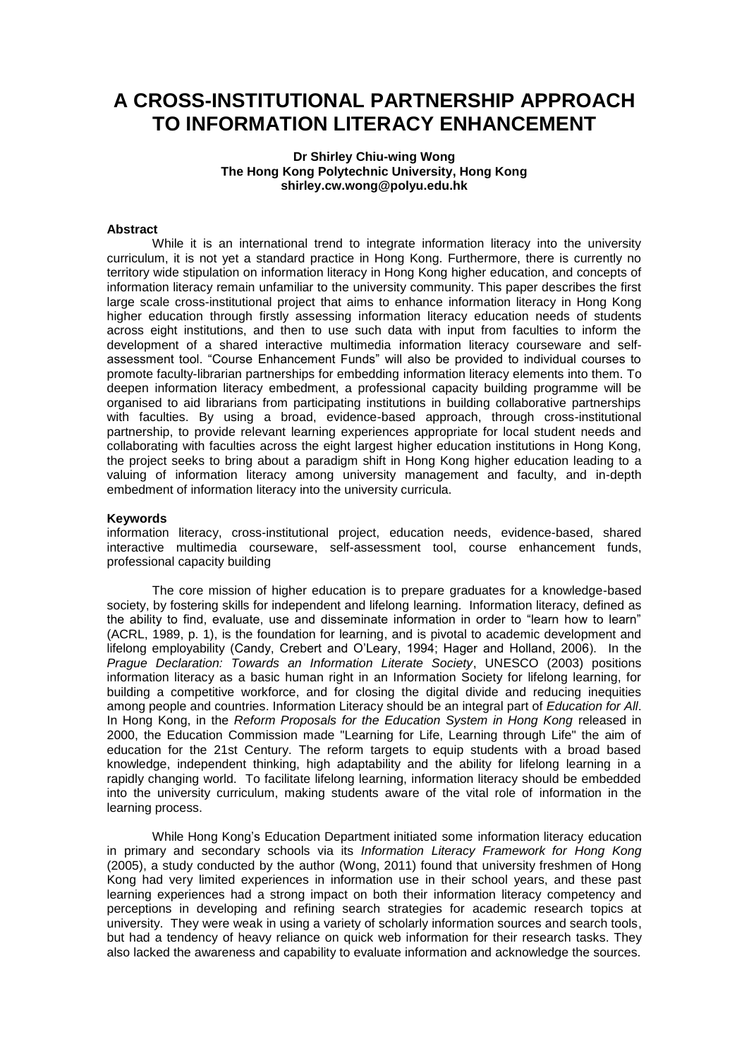# A CROSS-INSTITUTIONAL PARTNERSHIP APPROACH TO INFORMATION LITERACY ENHANCEMENT

**Dr Shirley Chiu-wing Wong**
**The Hong Kong Polytechnic University, Hong Kong**
**shirley.cw.wong@polyu.edu.hk**

### Abstract

While it is an international trend to integrate information literacy into the university curriculum, it is not yet a standard practice in Hong Kong. Furthermore, there is currently no territory wide stipulation on information literacy in Hong Kong higher education, and concepts of information literacy remain unfamiliar to the university community. This paper describes the first large scale cross-institutional project that aims to enhance information literacy in Hong Kong higher education through firstly assessing information literacy education needs of students across eight institutions, and then to use such data with input from faculties to inform the development of a shared interactive multimedia information literacy courseware and self-assessment tool. "Course Enhancement Funds" will also be provided to individual courses to promote faculty-librarian partnerships for embedding information literacy elements into them. To deepen information literacy embedment, a professional capacity building programme will be organised to aid librarians from participating institutions in building collaborative partnerships with faculties. By using a broad, evidence-based approach, through cross-institutional partnership, to provide relevant learning experiences appropriate for local student needs and collaborating with faculties across the eight largest higher education institutions in Hong Kong, the project seeks to bring about a paradigm shift in Hong Kong higher education leading to a valuing of information literacy among university management and faculty, and in-depth embedment of information literacy into the university curricula.

### Keywords

information literacy, cross-institutional project, education needs, evidence-based, shared interactive multimedia courseware, self-assessment tool, course enhancement funds, professional capacity building

The core mission of higher education is to prepare graduates for a knowledge-based society, by fostering skills for independent and lifelong learning. Information literacy, defined as the ability to find, evaluate, use and disseminate information in order to "learn how to learn" (ACRL, 1989, p. 1), is the foundation for learning, and is pivotal to academic development and lifelong employability (Candy, Crebert and O'Leary, 1994; Hager and Holland, 2006). In the *Prague Declaration: Towards an Information Literate Society*, UNESCO (2003) positions information literacy as a basic human right in an Information Society for lifelong learning, for building a competitive workforce, and for closing the digital divide and reducing inequities among people and countries. Information Literacy should be an integral part of *Education for All*. In Hong Kong, in the *Reform Proposals for the Education System in Hong Kong* released in 2000, the Education Commission made "Learning for Life, Learning through Life" the aim of education for the 21st Century. The reform targets to equip students with a broad based knowledge, independent thinking, high adaptability and the ability for lifelong learning in a rapidly changing world. To facilitate lifelong learning, information literacy should be embedded into the university curriculum, making students aware of the vital role of information in the learning process.

While Hong Kong's Education Department initiated some information literacy education in primary and secondary schools via its *Information Literacy Framework for Hong Kong* (2005), a study conducted by the author (Wong, 2011) found that university freshmen of Hong Kong had very limited experiences in information use in their school years, and these past learning experiences had a strong impact on both their information literacy competency and perceptions in developing and refining search strategies for academic research topics at university. They were weak in using a variety of scholarly information sources and search tools, but had a tendency of heavy reliance on quick web information for their research tasks. They also lacked the awareness and capability to evaluate information and acknowledge the sources.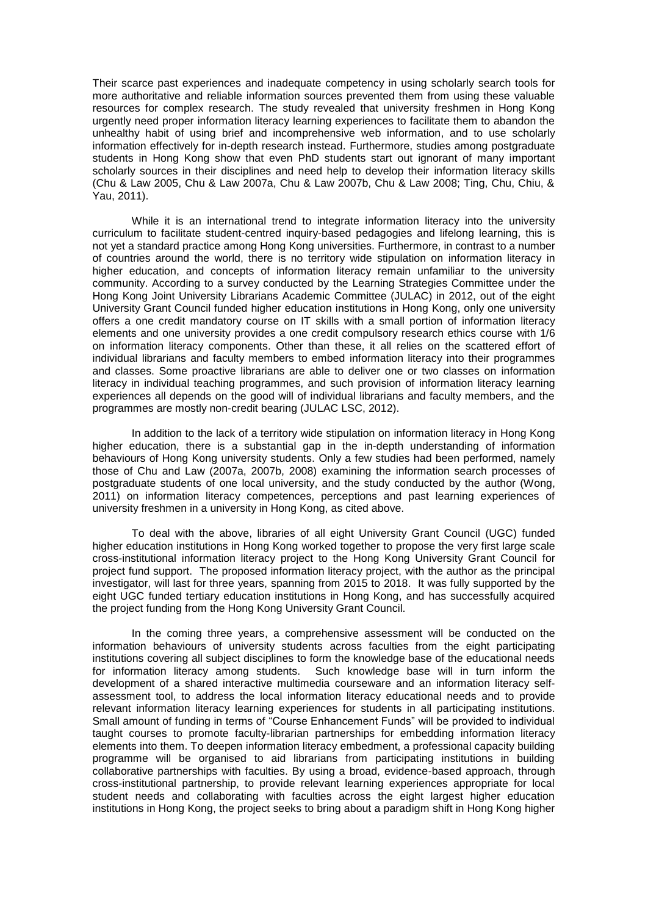Their scarce past experiences and inadequate competency in using scholarly search tools for more authoritative and reliable information sources prevented them from using these valuable resources for complex research. The study revealed that university freshmen in Hong Kong urgently need proper information literacy learning experiences to facilitate them to abandon the unhealthy habit of using brief and incomprehensive web information, and to use scholarly information effectively for in-depth research instead. Furthermore, studies among postgraduate students in Hong Kong show that even PhD students start out ignorant of many important scholarly sources in their disciplines and need help to develop their information literacy skills (Chu & Law 2005, Chu & Law 2007a, Chu & Law 2007b, Chu & Law 2008; Ting, Chu, Chiu, & Yau, 2011).

While it is an international trend to integrate information literacy into the university curriculum to facilitate student-centred inquiry-based pedagogies and lifelong learning, this is not yet a standard practice among Hong Kong universities. Furthermore, in contrast to a number of countries around the world, there is no territory wide stipulation on information literacy in higher education, and concepts of information literacy remain unfamiliar to the university community. According to a survey conducted by the Learning Strategies Committee under the Hong Kong Joint University Librarians Academic Committee (JULAC) in 2012, out of the eight University Grant Council funded higher education institutions in Hong Kong, only one university offers a one credit mandatory course on IT skills with a small portion of information literacy elements and one university provides a one credit compulsory research ethics course with 1/6 on information literacy components. Other than these, it all relies on the scattered effort of individual librarians and faculty members to embed information literacy into their programmes and classes. Some proactive librarians are able to deliver one or two classes on information literacy in individual teaching programmes, and such provision of information literacy learning experiences all depends on the good will of individual librarians and faculty members, and the programmes are mostly non-credit bearing (JULAC LSC, 2012).

In addition to the lack of a territory wide stipulation on information literacy in Hong Kong higher education, there is a substantial gap in the in-depth understanding of information behaviours of Hong Kong university students. Only a few studies had been performed, namely those of Chu and Law (2007a, 2007b, 2008) examining the information search processes of postgraduate students of one local university, and the study conducted by the author (Wong, 2011) on information literacy competences, perceptions and past learning experiences of university freshmen in a university in Hong Kong, as cited above.

To deal with the above, libraries of all eight University Grant Council (UGC) funded higher education institutions in Hong Kong worked together to propose the very first large scale cross-institutional information literacy project to the Hong Kong University Grant Council for project fund support. The proposed information literacy project, with the author as the principal investigator, will last for three years, spanning from 2015 to 2018. It was fully supported by the eight UGC funded tertiary education institutions in Hong Kong, and has successfully acquired the project funding from the Hong Kong University Grant Council.

In the coming three years, a comprehensive assessment will be conducted on the information behaviours of university students across faculties from the eight participating institutions covering all subject disciplines to form the knowledge base of the educational needs for information literacy among students. Such knowledge base will in turn inform the development of a shared interactive multimedia courseware and an information literacy self-assessment tool, to address the local information literacy educational needs and to provide relevant information literacy learning experiences for students in all participating institutions. Small amount of funding in terms of "Course Enhancement Funds" will be provided to individual taught courses to promote faculty-librarian partnerships for embedding information literacy elements into them. To deepen information literacy embedment, a professional capacity building programme will be organised to aid librarians from participating institutions in building collaborative partnerships with faculties. By using a broad, evidence-based approach, through cross-institutional partnership, to provide relevant learning experiences appropriate for local student needs and collaborating with faculties across the eight largest higher education institutions in Hong Kong, the project seeks to bring about a paradigm shift in Hong Kong higher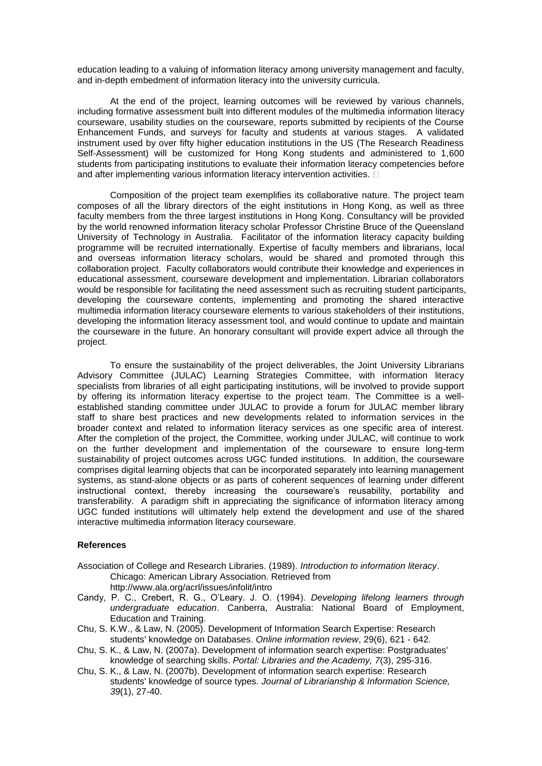education leading to a valuing of information literacy among university management and faculty, and in-depth embedment of information literacy into the university curricula.

At the end of the project, learning outcomes will be reviewed by various channels, including formative assessment built into different modules of the multimedia information literacy courseware, usability studies on the courseware, reports submitted by recipients of the Course Enhancement Funds, and surveys for faculty and students at various stages. A validated instrument used by over fifty higher education institutions in the US (The Research Readiness Self-Assessment) will be customized for Hong Kong students and administered to 1,600 students from participating institutions to evaluate their information literacy competencies before and after implementing various information literacy intervention activities.

Composition of the project team exemplifies its collaborative nature. The project team composes of all the library directors of the eight institutions in Hong Kong, as well as three faculty members from the three largest institutions in Hong Kong. Consultancy will be provided by the world renowned information literacy scholar Professor Christine Bruce of the Queensland University of Technology in Australia. Facilitator of the information literacy capacity building programme will be recruited internationally. Expertise of faculty members and librarians, local and overseas information literacy scholars, would be shared and promoted through this collaboration project. Faculty collaborators would contribute their knowledge and experiences in educational assessment, courseware development and implementation. Librarian collaborators would be responsible for facilitating the need assessment such as recruiting student participants, developing the courseware contents, implementing and promoting the shared interactive multimedia information literacy courseware elements to various stakeholders of their institutions, developing the information literacy assessment tool, and would continue to update and maintain the courseware in the future. An honorary consultant will provide expert advice all through the project.

To ensure the sustainability of the project deliverables, the Joint University Librarians Advisory Committee (JULAC) Learning Strategies Committee, with information literacy specialists from libraries of all eight participating institutions, will be involved to provide support by offering its information literacy expertise to the project team. The Committee is a well-established standing committee under JULAC to provide a forum for JULAC member library staff to share best practices and new developments related to information services in the broader context and related to information literacy services as one specific area of interest. After the completion of the project, the Committee, working under JULAC, will continue to work on the further development and implementation of the courseware to ensure long-term sustainability of project outcomes across UGC funded institutions. In addition, the courseware comprises digital learning objects that can be incorporated separately into learning management systems, as stand-alone objects or as parts of coherent sequences of learning under different instructional context, thereby increasing the courseware's reusability, portability and transferability. A paradigm shift in appreciating the significance of information literacy among UGC funded institutions will ultimately help extend the development and use of the shared interactive multimedia information literacy courseware.

**References**

Association of College and Research Libraries. (1989). *Introduction to information literacy*. Chicago: American Library Association. Retrieved from http://www.ala.org/acrl/issues/infolit/intro

Candy, P. C., Crebert, R. G., O'Leary. J. O. (1994). *Developing lifelong learners through undergraduate education*. Canberra, Australia: National Board of Employment, Education and Training.

Chu, S. K.W., & Law, N. (2005). Development of Information Search Expertise: Research students' knowledge on Databases. *Online information review*, 29(6), 621 - 642.

Chu, S. K., & Law, N. (2007a). Development of information search expertise: Postgraduates' knowledge of searching skills. *Portal: Libraries and the Academy, 7*(3), 295-316.

Chu, S. K., & Law, N. (2007b). Development of information search expertise: Research students' knowledge of source types. *Journal of Librarianship & Information Science, 39*(1), 27-40.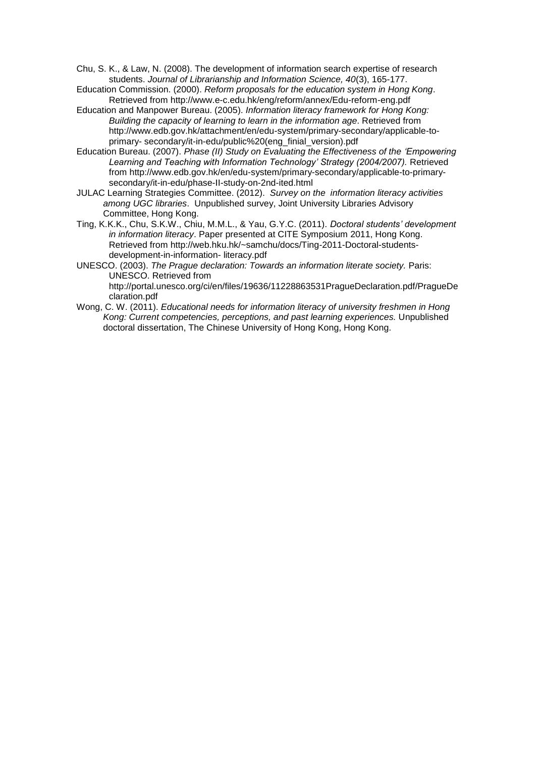Chu, S. K., & Law, N. (2008). The development of information search expertise of research students. *Journal of Librarianship and Information Science, 40*(3), 165-177.

Education Commission. (2000). *Reform proposals for the education system in Hong Kong*. Retrieved from http://www.e-c.edu.hk/eng/reform/annex/Edu-reform-eng.pdf

Education and Manpower Bureau. (2005). *Information literacy framework for Hong Kong: Building the capacity of learning to learn in the information age*. Retrieved from http://www.edb.gov.hk/attachment/en/edu-system/primary-secondary/applicable-to-primary- secondary/it-in-edu/public%20(eng_finial_version).pdf

Education Bureau. (2007). *Phase (II) Study on Evaluating the Effectiveness of the 'Empowering Learning and Teaching with Information Technology' Strategy (2004/2007).* Retrieved from http://www.edb.gov.hk/en/edu-system/primary-secondary/applicable-to-primary-secondary/it-in-edu/phase-II-study-on-2nd-ited.html

JULAC Learning Strategies Committee. (2012). *Survey on the information literacy activities among UGC libraries*. Unpublished survey, Joint University Libraries Advisory Committee, Hong Kong.

Ting, K.K.K., Chu, S.K.W., Chiu, M.M.L., & Yau, G.Y.C. (2011). *Doctoral students' development in information literacy*. Paper presented at CITE Symposium 2011, Hong Kong. Retrieved from http://web.hku.hk/~samchu/docs/Ting-2011-Doctoral-students-development-in-information- literacy.pdf

UNESCO. (2003). *The Prague declaration: Towards an information literate society.* Paris: UNESCO. Retrieved from http://portal.unesco.org/ci/en/files/19636/11228863531PragueDeclaration.pdf/PragueDeclaration.pdf

Wong, C. W. (2011). *Educational needs for information literacy of university freshmen in Hong Kong: Current competencies, perceptions, and past learning experiences.* Unpublished doctoral dissertation, The Chinese University of Hong Kong, Hong Kong.